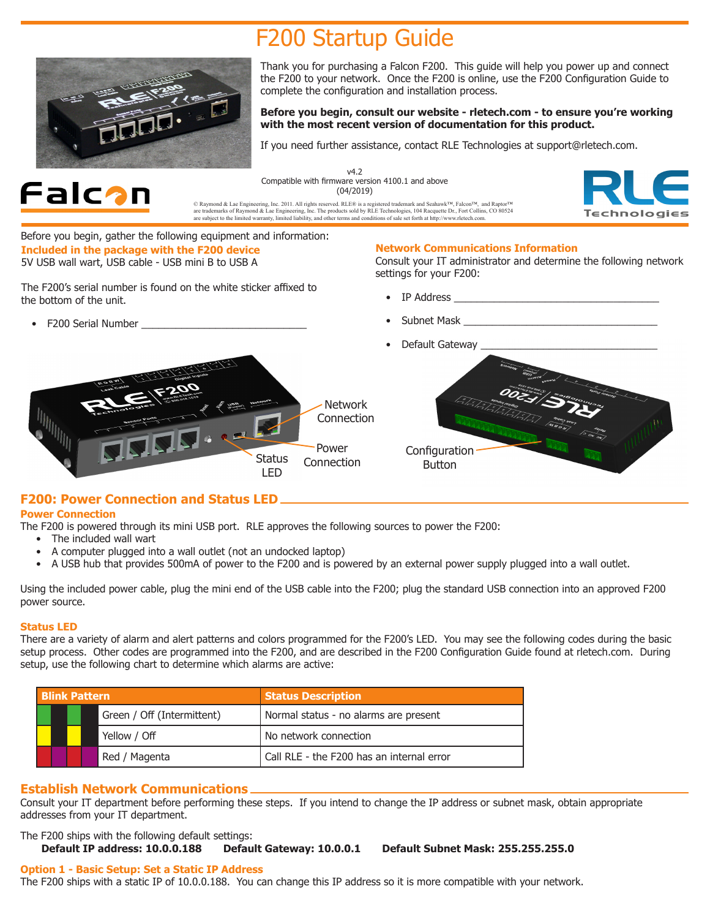# F200 Startup Guide

Thank you for purchasing a Falcon F200. This guide will help you power up and connect the F200 to your network. Once the F200 is online, use the F200 Configuration Guide to complete the configuration and installation process.

**Before you begin, consult our website - rletech.com - to ensure you're working with the most recent version of documentation for this product.**

If you need further assistance, contact RLE Technologies at support@rletech.com.

v4.2
Compatible with firmware version 4100.1 and above
(04/2019)

© Raymond & Lae Engineering, Inc. 2011. All rights reserved. RLE® is a registered trademark and Seahawk™, Falcon™, and Raptor™ are trademarks of Raymond & Lae Engineering, Inc. The products sold by RLE Technologies, 104 Racquette Dr., Fort Collins, CO 80524 are subject to the limited warranty, limited liability, and other terms and conditions of sale set forth at http://www.rletech.com.

Before you begin, gather the following equipment and information:

**Included in the package with the F200 device**
5V USB wall wart, USB cable - USB mini B to USB A

The F200's serial number is found on the white sticker affixed to the bottom of the unit.

- F200 Serial Number ______________________________

**Network Communications Information**
Consult your IT administrator and determine the following network settings for your F200:

- IP Address ______________________________
- Subnet Mask ______________________________
- Default Gateway ______________________________

Network Connection
Power Connection
Status LED
Configuration Button

## F200: Power Connection and Status LED

### Power Connection

The F200 is powered through its mini USB port. RLE approves the following sources to power the F200:

- The included wall wart
- A computer plugged into a wall outlet (not an undocked laptop)
- A USB hub that provides 500mA of power to the F200 and is powered by an external power supply plugged into a wall outlet.

Using the included power cable, plug the mini end of the USB cable into the F200; plug the standard USB connection into an approved F200 power source.

### Status LED

There are a variety of alarm and alert patterns and colors programmed for the F200's LED. You may see the following codes during the basic setup process. Other codes are programmed into the F200, and are described in the F200 Configuration Guide found at rletech.com. During setup, use the following chart to determine which alarms are active:

| Blink Pattern | Status Description |
|---|---|
| Green / Off (Intermittent) | Normal status - no alarms are present |
| Yellow / Off | No network connection |
| Red / Magenta | Call RLE - the F200 has an internal error |

## Establish Network Communications

Consult your IT department before performing these steps. If you intend to change the IP address or subnet mask, obtain appropriate addresses from your IT department.

The F200 ships with the following default settings:

**Default IP address: 10.0.0.188 Default Gateway: 10.0.0.1 Default Subnet Mask: 255.255.255.0**

### Option 1 - Basic Setup: Set a Static IP Address

The F200 ships with a static IP of 10.0.0.188. You can change this IP address so it is more compatible with your network.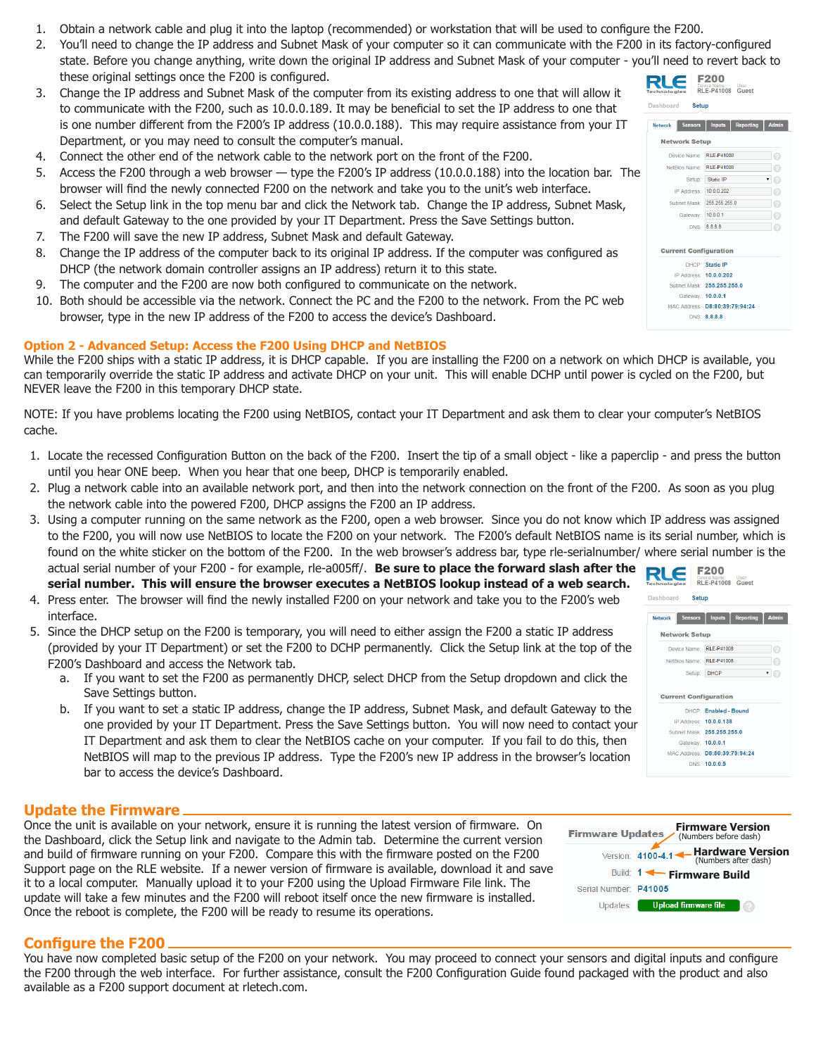1. Obtain a network cable and plug it into the laptop (recommended) or workstation that will be used to configure the F200.
2. You'll need to change the IP address and Subnet Mask of your computer so it can communicate with the F200 in its factory-configured state. Before you change anything, write down the original IP address and Subnet Mask of your computer - you'll need to revert back to these original settings once the F200 is configured.
3. Change the IP address and Subnet Mask of the computer from its existing address to one that will allow it to communicate with the F200, such as 10.0.0.189. It may be beneficial to set the IP address to one that is one number different from the F200's IP address (10.0.0.188). This may require assistance from your IT Department, or you may need to consult the computer's manual.
4. Connect the other end of the network cable to the network port on the front of the F200.
5. Access the F200 through a web browser — type the F200's IP address (10.0.0.188) into the location bar. The browser will find the newly connected F200 on the network and take you to the unit's web interface.
6. Select the Setup link in the top menu bar and click the Network tab. Change the IP address, Subnet Mask, and default Gateway to the one provided by your IT Department. Press the Save Settings button.
7. The F200 will save the new IP address, Subnet Mask and default Gateway.
8. Change the IP address of the computer back to its original IP address. If the computer was configured as DHCP (the network domain controller assigns an IP address) return it to this state.
9. The computer and the F200 are now both configured to communicate on the network.
10. Both should be accessible via the network. Connect the PC and the F200 to the network. From the PC web browser, type in the new IP address of the F200 to access the device's Dashboard.

RLE Technologies F200 Device Name: RLE-P41008 User: Guest
Dashboard Setup
Network Sensors Inputs Reporting Admin
Network Setup
Device Name: RLE-P41008
NetBios Name: RLE-P41008
Setup: Static IP
IP Address: 10.0.0.202
Subnet Mask: 255.255.255.0
Gateway: 10.0.0.1
DNS: 8.8.8.8
Current Configuration
DHCP: Static IP
IP Address: 10.0.0.202
Subnet Mask: 255.255.255.0
Gateway: 10.0.0.1
MAC Address: D8:80:39:79:94:24
DNS: 8.8.8.8

### Option 2 - Advanced Setup: Access the F200 Using DHCP and NetBIOS

While the F200 ships with a static IP address, it is DHCP capable. If you are installing the F200 on a network on which DHCP is available, you can temporarily override the static IP address and activate DHCP on your unit. This will enable DCHP until power is cycled on the F200, but NEVER leave the F200 in this temporary DHCP state.

NOTE: If you have problems locating the F200 using NetBIOS, contact your IT Department and ask them to clear your computer's NetBIOS cache.

1. Locate the recessed Configuration Button on the back of the F200. Insert the tip of a small object - like a paperclip - and press the button until you hear ONE beep. When you hear that one beep, DHCP is temporarily enabled.
2. Plug a network cable into an available network port, and then into the network connection on the front of the F200. As soon as you plug the network cable into the powered F200, DHCP assigns the F200 an IP address.
3. Using a computer running on the same network as the F200, open a web browser. Since you do not know which IP address was assigned to the F200, you will now use NetBIOS to locate the F200 on your network. The F200's default NetBIOS name is its serial number, which is found on the white sticker on the bottom of the F200. In the web browser's address bar, type in rle-serialnumber/ where serial number is the actual serial number of your F200 - for example, rle-a005ff/. **Be sure to place the forward slash after the serial number. This will ensure the browser executes a NetBIOS lookup instead of a web search.**
4. Press enter. The browser will find the newly installed F200 on your network and take you to the F200's web interface.
5. Since the DHCP setup on the F200 is temporary, you will need to either assign the F200 a static IP address (provided by your IT Department) or set the F200 to DCHP permanently. Click the Setup link at the top of the F200's Dashboard and access the Network tab.
   a. If you want to set the F200 as permanently DHCP, select DHCP from the Setup dropdown and click the Save Settings button.
   b. If you want to set a static IP address, change the IP address, Subnet Mask, and default Gateway to the one provided by your IT Department. Press the Save Settings button. You will now need to contact your IT Department and ask them to clear the NetBIOS cache on your computer. If you fail to do this, then NetBIOS will map to the previous IP address. Type the F200's new IP address in the browser's location bar to access the device's Dashboard.

RLE Technologies F200 Device Name: RLE-P41008 User: Guest
Dashboard Setup
Network Sensors Inputs Reporting Admin
Network Setup
Device Name: RLE-P41008
NetBios Name: RLE-P41008
Setup: DHCP
Current Configuration
DHCP: Enabled - Bound
IP Address: 10.0.0.138
Subnet Mask: 255.255.255.0
Gateway: 10.0.0.1
MAC Address: D8:80:39:79:94:24
DNS: 10.0.0.5

## Update the Firmware

Once the unit is available on your network, ensure it is running the latest version of firmware. On the Dashboard, click the Setup link and navigate to the Admin tab. Determine the current version and build of firmware running on your F200. Compare this with the firmware posted on the F200 Support page on the RLE website. If a newer version of firmware is available, download it and save it to a local computer. Manually upload it to your F200 using the Upload Firmware File link. The update will take a few minutes and the F200 will reboot itself once the new firmware is installed. Once the reboot is complete, the F200 will be ready to resume its operations.

Firmware Updates
Version: 4100-4.1
Build: 1
Serial Number: P41005
Updates: Upload firmware file
Firmware Version (Numbers before dash)
Hardware Version (Numbers after dash)
Firmware Build

## Configure the F200

You have now completed basic setup of the F200 on your network. You may proceed to connect your sensors and digital inputs and configure the F200 through the web interface. For further assistance, consult the F200 Configuration Guide found packaged with the product and also available as a F200 support document at rletech.com.